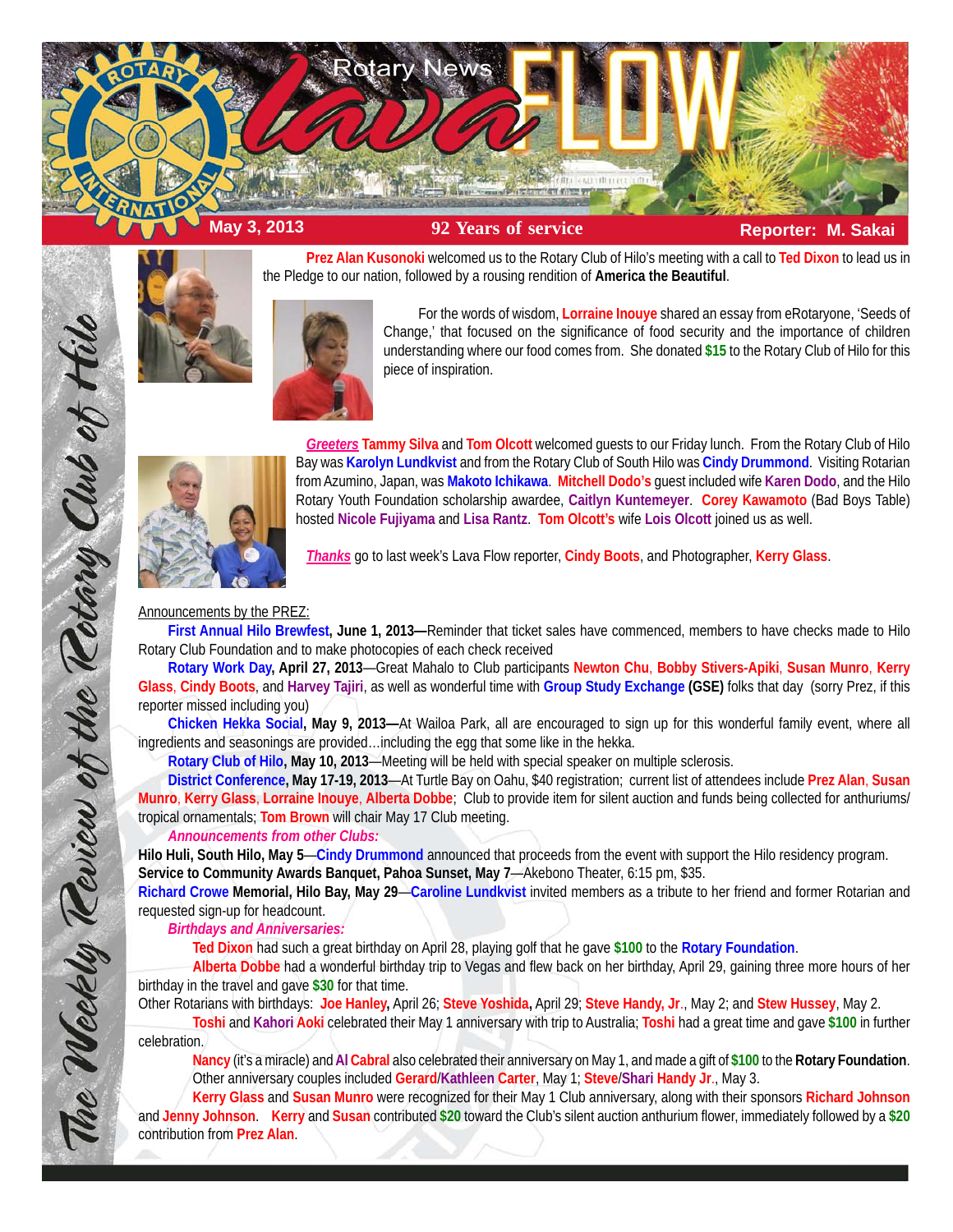# Rotary News lava FLOW

**May 3, 2013** | **92 Years of service** | **Reporter: M. Sakai**

*The Weekly Review of the Rotary Club of Hilo*

**Prez Alan Kusonoki** welcomed us to the Rotary Club of Hilo's meeting with a call to **Ted Dixon** to lead us in the Pledge to our nation, followed by a rousing rendition of **America the Beautiful**.

For the words of wisdom, **Lorraine Inouye** shared an essay from eRotaryone, 'Seeds of Change,' that focused on the significance of food security and the importance of children understanding where our food comes from. She donated **$15** to the Rotary Club of Hilo for this piece of inspiration.

***Greeters*** **Tammy Silva** and **Tom Olcott** welcomed guests to our Friday lunch. From the Rotary Club of Hilo Bay was **Karolyn Lundkvist** and from the Rotary Club of South Hilo was **Cindy Drummond**. Visiting Rotarian from Azumino, Japan, was **Makoto Ichikawa**. **Mitchell Dodo's** guest included wife **Karen Dodo**, and the Hilo Rotary Youth Foundation scholarship awardee, **Caitlyn Kuntemeyer**. **Corey Kawamoto** (Bad Boys Table) hosted **Nicole Fujiyama** and **Lisa Rantz**. **Tom Olcott's** wife **Lois Olcott** joined us as well.

***Thanks*** go to last week's Lava Flow reporter, **Cindy Boots**, and Photographer, **Kerry Glass**.

Announcements by the PREZ:

**First Annual Hilo Brewfest, June 1, 2013—**Reminder that ticket sales have commenced, members to have checks made to Hilo Rotary Club Foundation and to make photocopies of each check received

**Rotary Work Day, April 27, 2013**—Great Mahalo to Club participants **Newton Chu**, **Bobby Stivers-Apiki**, **Susan Munro**, **Kerry Glass**, **Cindy Boots**, and **Harvey Tajiri**, as well as wonderful time with **Group Study Exchange (GSE)** folks that day (sorry Prez, if this reporter missed including you)

**Chicken Hekka Social, May 9, 2013—**At Wailoa Park, all are encouraged to sign up for this wonderful family event, where all ingredients and seasonings are provided…including the egg that some like in the hekka.

**Rotary Club of Hilo, May 10, 2013**—Meeting will be held with special speaker on multiple sclerosis.

**District Conference, May 17-19, 2013**—At Turtle Bay on Oahu, $40 registration; current list of attendees include **Prez Alan**, **Susan Munro**, **Kerry Glass**, **Lorraine Inouye**, **Alberta Dobbe**; Club to provide item for silent auction and funds being collected for anthuriums/ tropical ornamentals; **Tom Brown** will chair May 17 Club meeting.

***Announcements from other Clubs:***

**Hilo Huli, South Hilo, May 5**—**Cindy Drummond** announced that proceeds from the event with support the Hilo residency program.

**Service to Community Awards Banquet, Pahoa Sunset, May 7**—Akebono Theater, 6:15 pm, $35.

**Richard Crowe Memorial, Hilo Bay, May 29**—**Caroline Lundkvist** invited members as a tribute to her friend and former Rotarian and requested sign-up for headcount.

***Birthdays and Anniversaries:***

**Ted Dixon** had such a great birthday on April 28, playing golf that he gave **$100** to the **Rotary Foundation**.

**Alberta Dobbe** had a wonderful birthday trip to Vegas and flew back on her birthday, April 29, gaining three more hours of her birthday in the travel and gave **$30** for that time.

Other Rotarians with birthdays: **Joe Hanley**, April 26; **Steve Yoshida**, April 29; **Steve Handy, Jr**., May 2; and **Stew Hussey**, May 2.

**Toshi** and **Kahori Aoki** celebrated their May 1 anniversary with trip to Australia; **Toshi** had a great time and gave **$100** in further celebration.

**Nancy** (it's a miracle) and **Al Cabral** also celebrated their anniversary on May 1, and made a gift of **$100** to the **Rotary Foundation**. Other anniversary couples included **Gerard**/**Kathleen Carter**, May 1; **Steve**/**Shari Handy Jr**., May 3.

**Kerry Glass** and **Susan Munro** were recognized for their May 1 Club anniversary, along with their sponsors **Richard Johnson** and **Jenny Johnson**. **Kerry** and **Susan** contributed **$20** toward the Club's silent auction anthurium flower, immediately followed by a **$20** contribution from **Prez Alan**.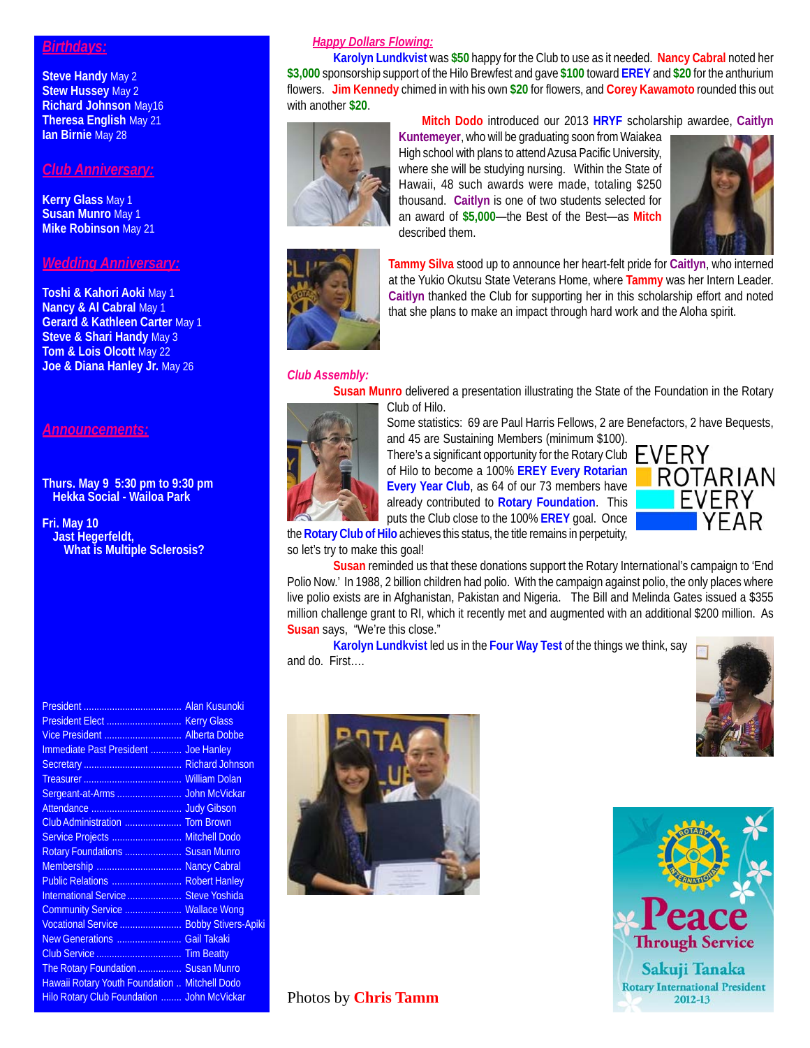## Birthdays:

**Steve Handy** May 2
**Stew Hussey** May 2
**Richard Johnson** May16
**Theresa English** May 21
**Ian Birnie** May 28

## Club Anniversary:

**Kerry Glass** May 1
**Susan Munro** May 1
**Mike Robinson** May 21

## Wedding Anniversary:

**Toshi & Kahori Aoki** May 1
**Nancy & Al Cabral** May 1
**Gerard & Kathleen Carter** May 1
**Steve & Shari Handy** May 3
**Tom & Lois Olcott** May 22
**Joe & Diana Hanley Jr.** May 26

## Announcements:

**Thurs. May 9 5:30 pm to 9:30 pm**
**Hekka Social - Wailoa Park**

**Fri. May 10**
**Jast Hegerfeldt,**
**What is Multiple Sclerosis?**

| | |
|---|---|
| President | Alan Kusunoki |
| President Elect | Kerry Glass |
| Vice President | Alberta Dobbe |
| Immediate Past President | Joe Hanley |
| Secretary | Richard Johnson |
| Treasurer | William Dolan |
| Sergeant-at-Arms | John McVickar |
| Attendance | Judy Gibson |
| Club Administration | Tom Brown |
| Service Projects | Mitchell Dodo |
| Rotary Foundations | Susan Munro |
| Membership | Nancy Cabral |
| Public Relations | Robert Hanley |
| International Service | Steve Yoshida |
| Community Service | Wallace Wong |
| Vocational Service | Bobby Stivers-Apiki |
| New Generations | Gail Takaki |
| Club Service | Tim Beatty |
| The Rotary Foundation | Susan Munro |
| Hawaii Rotary Youth Foundation | Mitchell Dodo |
| Hilo Rotary Club Foundation | John McVickar |

### Happy Dollars Flowing:

**Karolyn Lundkvist** was **$50** happy for the Club to use as it needed. **Nancy Cabral** noted her **$3,000** sponsorship support of the Hilo Brewfest and gave **$100** toward **EREY** and **$20** for the anthurium flowers. **Jim Kennedy** chimed in with his own **$20** for flowers, and **Corey Kawamoto** rounded this out with another **$20**.

**Mitch Dodo** introduced our 2013 **HRYF** scholarship awardee, **Caitlyn Kuntemeyer**, who will be graduating soon from Waiakea High school with plans to attend Azusa Pacific University, where she will be studying nursing. Within the State of Hawaii, 48 such awards were made, totaling $250 thousand. **Caitlyn** is one of two students selected for an award of **$5,000**—the Best of the Best—as **Mitch** described them.

**Tammy Silva** stood up to announce her heart-felt pride for **Caitlyn**, who interned at the Yukio Okutsu State Veterans Home, where **Tammy** was her Intern Leader. **Caitlyn** thanked the Club for supporting her in this scholarship effort and noted that she plans to make an impact through hard work and the Aloha spirit.

### Club Assembly:

**Susan Munro** delivered a presentation illustrating the State of the Foundation in the Rotary Club of Hilo.

Some statistics: 69 are Paul Harris Fellows, 2 are Benefactors, 2 have Bequests, and 45 are Sustaining Members (minimum $100). There's a significant opportunity for the Rotary Club of Hilo to become a 100% **EREY Every Rotarian Every Year Club**, as 64 of our 73 members have already contributed to **Rotary Foundation**. This puts the Club close to the 100% **EREY** goal. Once the **Rotary Club of Hilo** achieves this status, the title remains in perpetuity, so let's try to make this goal!

EVERY ROTARIAN EVERY YEAR

**Susan** reminded us that these donations support the Rotary International's campaign to 'End Polio Now.' In 1988, 2 billion children had polio. With the campaign against polio, the only places where live polio exists are in Afghanistan, Pakistan and Nigeria. The Bill and Melinda Gates issued a $355 million challenge grant to RI, which it recently met and augmented with an additional $200 million. As **Susan** says, "We're this close."

**Karolyn Lundkvist** led us in the **Four Way Test** of the things we think, say and do. First….

Photos by **Chris Tamm**

Peace Through Service
Sakuji Tanaka
Rotary International President 2012-13